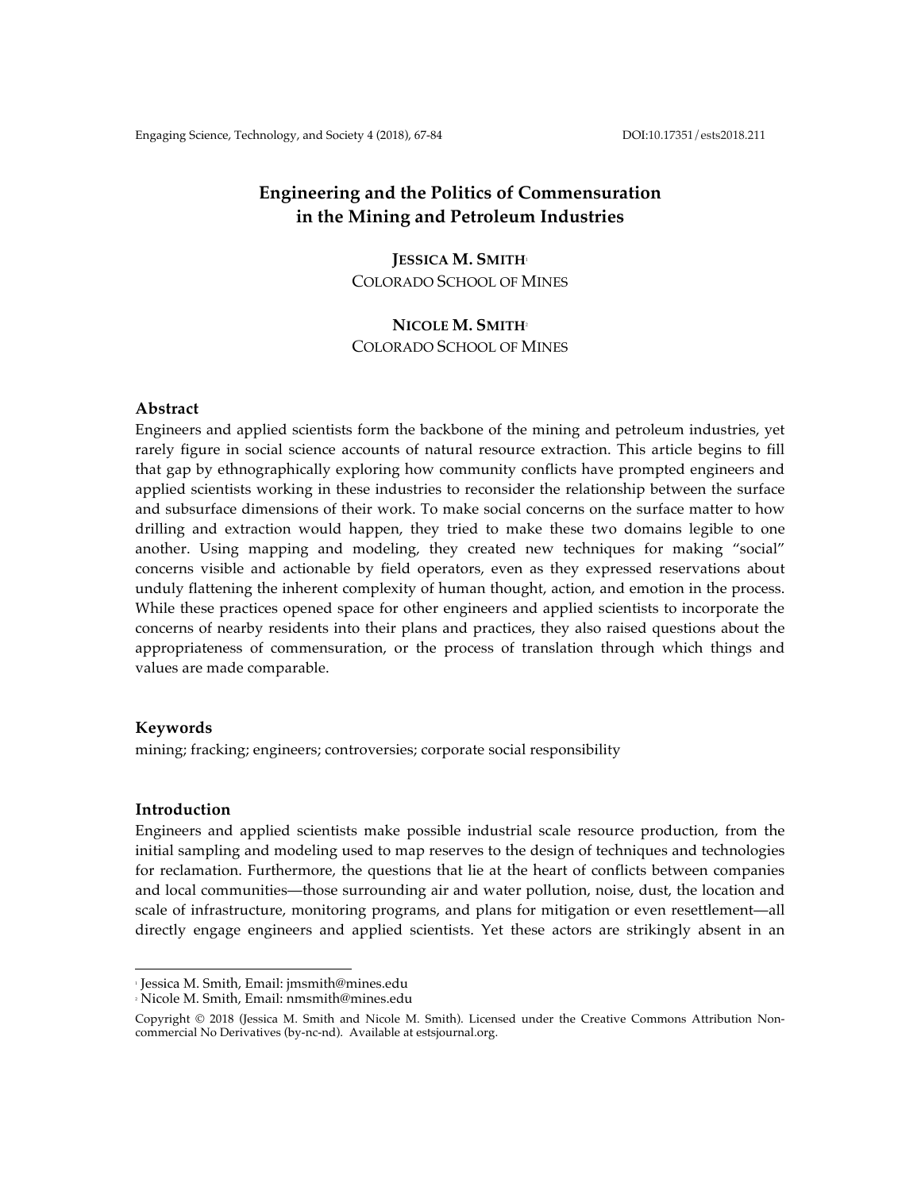# Engineering and the Politics of Commensuration in the Mining and Petroleum Industries

**JESSICA M. SMITH**[1]
COLORADO SCHOOL OF MINES

**NICOLE M. SMITH**[2]
COLORADO SCHOOL OF MINES

## Abstract

Engineers and applied scientists form the backbone of the mining and petroleum industries, yet rarely figure in social science accounts of natural resource extraction. This article begins to fill that gap by ethnographically exploring how community conflicts have prompted engineers and applied scientists working in these industries to reconsider the relationship between the surface and subsurface dimensions of their work. To make social concerns on the surface matter to how drilling and extraction would happen, they tried to make these two domains legible to one another. Using mapping and modeling, they created new techniques for making "social" concerns visible and actionable by field operators, even as they expressed reservations about unduly flattening the inherent complexity of human thought, action, and emotion in the process. While these practices opened space for other engineers and applied scientists to incorporate the concerns of nearby residents into their plans and practices, they also raised questions about the appropriateness of commensuration, or the process of translation through which things and values are made comparable.

## Keywords

mining; fracking; engineers; controversies; corporate social responsibility

## Introduction

Engineers and applied scientists make possible industrial scale resource production, from the initial sampling and modeling used to map reserves to the design of techniques and technologies for reclamation. Furthermore, the questions that lie at the heart of conflicts between companies and local communities—those surrounding air and water pollution, noise, dust, the location and scale of infrastructure, monitoring programs, and plans for mitigation or even resettlement—all directly engage engineers and applied scientists. Yet these actors are strikingly absent in an

[1] Jessica M. Smith, Email: jmsmith@mines.edu

[2] Nicole M. Smith, Email: nmsmith@mines.edu

Copyright © 2018 (Jessica M. Smith and Nicole M. Smith). Licensed under the Creative Commons Attribution Non-commercial No Derivatives (by-nc-nd). Available at estsjournal.org.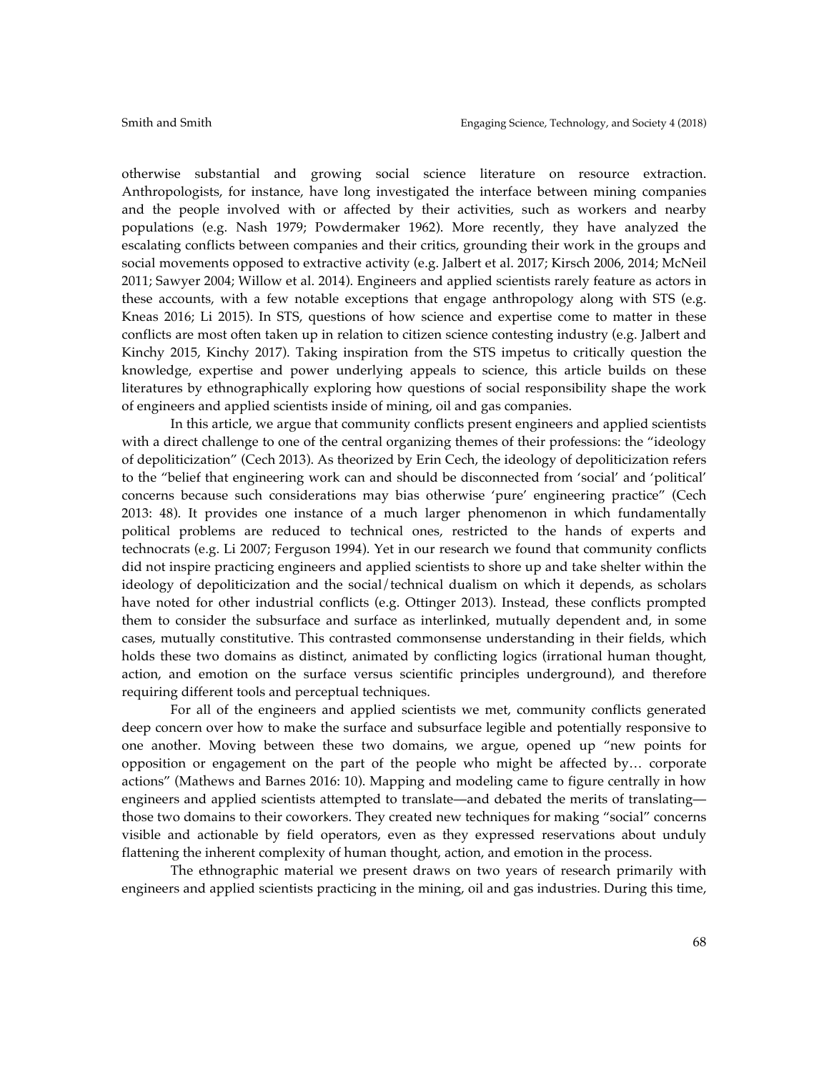otherwise substantial and growing social science literature on resource extraction. Anthropologists, for instance, have long investigated the interface between mining companies and the people involved with or affected by their activities, such as workers and nearby populations (e.g. Nash 1979; Powdermaker 1962). More recently, they have analyzed the escalating conflicts between companies and their critics, grounding their work in the groups and social movements opposed to extractive activity (e.g. Jalbert et al. 2017; Kirsch 2006, 2014; McNeil 2011; Sawyer 2004; Willow et al. 2014). Engineers and applied scientists rarely feature as actors in these accounts, with a few notable exceptions that engage anthropology along with STS (e.g. Kneas 2016; Li 2015). In STS, questions of how science and expertise come to matter in these conflicts are most often taken up in relation to citizen science contesting industry (e.g. Jalbert and Kinchy 2015, Kinchy 2017). Taking inspiration from the STS impetus to critically question the knowledge, expertise and power underlying appeals to science, this article builds on these literatures by ethnographically exploring how questions of social responsibility shape the work of engineers and applied scientists inside of mining, oil and gas companies.

In this article, we argue that community conflicts present engineers and applied scientists with a direct challenge to one of the central organizing themes of their professions: the "ideology of depoliticization" (Cech 2013). As theorized by Erin Cech, the ideology of depoliticization refers to the "belief that engineering work can and should be disconnected from 'social' and 'political' concerns because such considerations may bias otherwise 'pure' engineering practice" (Cech 2013: 48). It provides one instance of a much larger phenomenon in which fundamentally political problems are reduced to technical ones, restricted to the hands of experts and technocrats (e.g. Li 2007; Ferguson 1994). Yet in our research we found that community conflicts did not inspire practicing engineers and applied scientists to shore up and take shelter within the ideology of depoliticization and the social/technical dualism on which it depends, as scholars have noted for other industrial conflicts (e.g. Ottinger 2013). Instead, these conflicts prompted them to consider the subsurface and surface as interlinked, mutually dependent and, in some cases, mutually constitutive. This contrasted commonsense understanding in their fields, which holds these two domains as distinct, animated by conflicting logics (irrational human thought, action, and emotion on the surface versus scientific principles underground), and therefore requiring different tools and perceptual techniques.

For all of the engineers and applied scientists we met, community conflicts generated deep concern over how to make the surface and subsurface legible and potentially responsive to one another. Moving between these two domains, we argue, opened up "new points for opposition or engagement on the part of the people who might be affected by… corporate actions" (Mathews and Barnes 2016: 10). Mapping and modeling came to figure centrally in how engineers and applied scientists attempted to translate—and debated the merits of translating—those two domains to their coworkers. They created new techniques for making "social" concerns visible and actionable by field operators, even as they expressed reservations about unduly flattening the inherent complexity of human thought, action, and emotion in the process.

The ethnographic material we present draws on two years of research primarily with engineers and applied scientists practicing in the mining, oil and gas industries. During this time,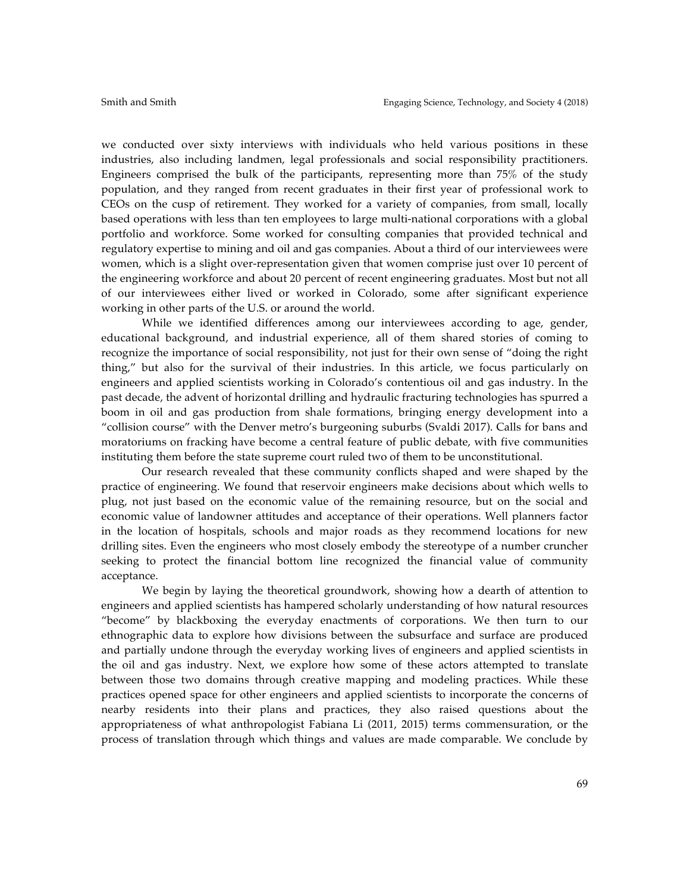we conducted over sixty interviews with individuals who held various positions in these industries, also including landmen, legal professionals and social responsibility practitioners. Engineers comprised the bulk of the participants, representing more than 75% of the study population, and they ranged from recent graduates in their first year of professional work to CEOs on the cusp of retirement. They worked for a variety of companies, from small, locally based operations with less than ten employees to large multi-national corporations with a global portfolio and workforce. Some worked for consulting companies that provided technical and regulatory expertise to mining and oil and gas companies. About a third of our interviewees were women, which is a slight over-representation given that women comprise just over 10 percent of the engineering workforce and about 20 percent of recent engineering graduates. Most but not all of our interviewees either lived or worked in Colorado, some after significant experience working in other parts of the U.S. or around the world.

While we identified differences among our interviewees according to age, gender, educational background, and industrial experience, all of them shared stories of coming to recognize the importance of social responsibility, not just for their own sense of "doing the right thing," but also for the survival of their industries. In this article, we focus particularly on engineers and applied scientists working in Colorado's contentious oil and gas industry. In the past decade, the advent of horizontal drilling and hydraulic fracturing technologies has spurred a boom in oil and gas production from shale formations, bringing energy development into a "collision course" with the Denver metro's burgeoning suburbs (Svaldi 2017). Calls for bans and moratoriums on fracking have become a central feature of public debate, with five communities instituting them before the state supreme court ruled two of them to be unconstitutional.

Our research revealed that these community conflicts shaped and were shaped by the practice of engineering. We found that reservoir engineers make decisions about which wells to plug, not just based on the economic value of the remaining resource, but on the social and economic value of landowner attitudes and acceptance of their operations. Well planners factor in the location of hospitals, schools and major roads as they recommend locations for new drilling sites. Even the engineers who most closely embody the stereotype of a number cruncher seeking to protect the financial bottom line recognized the financial value of community acceptance.

We begin by laying the theoretical groundwork, showing how a dearth of attention to engineers and applied scientists has hampered scholarly understanding of how natural resources "become" by blackboxing the everyday enactments of corporations. We then turn to our ethnographic data to explore how divisions between the subsurface and surface are produced and partially undone through the everyday working lives of engineers and applied scientists in the oil and gas industry. Next, we explore how some of these actors attempted to translate between those two domains through creative mapping and modeling practices. While these practices opened space for other engineers and applied scientists to incorporate the concerns of nearby residents into their plans and practices, they also raised questions about the appropriateness of what anthropologist Fabiana Li (2011, 2015) terms commensuration, or the process of translation through which things and values are made comparable. We conclude by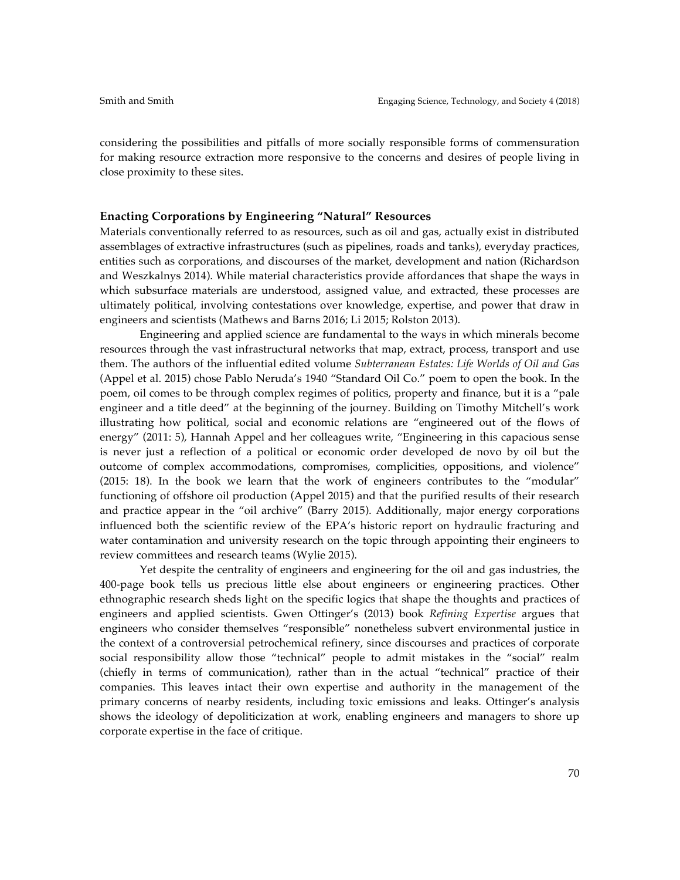considering the possibilities and pitfalls of more socially responsible forms of commensuration for making resource extraction more responsive to the concerns and desires of people living in close proximity to these sites.

### Enacting Corporations by Engineering "Natural" Resources

Materials conventionally referred to as resources, such as oil and gas, actually exist in distributed assemblages of extractive infrastructures (such as pipelines, roads and tanks), everyday practices, entities such as corporations, and discourses of the market, development and nation (Richardson and Weszkalnys 2014). While material characteristics provide affordances that shape the ways in which subsurface materials are understood, assigned value, and extracted, these processes are ultimately political, involving contestations over knowledge, expertise, and power that draw in engineers and scientists (Mathews and Barns 2016; Li 2015; Rolston 2013).

Engineering and applied science are fundamental to the ways in which minerals become resources through the vast infrastructural networks that map, extract, process, transport and use them. The authors of the influential edited volume *Subterranean Estates: Life Worlds of Oil and Gas* (Appel et al. 2015) chose Pablo Neruda's 1940 "Standard Oil Co." poem to open the book. In the poem, oil comes to be through complex regimes of politics, property and finance, but it is a "pale engineer and a title deed" at the beginning of the journey. Building on Timothy Mitchell's work illustrating how political, social and economic relations are "engineered out of the flows of energy" (2011: 5), Hannah Appel and her colleagues write, "Engineering in this capacious sense is never just a reflection of a political or economic order developed de novo by oil but the outcome of complex accommodations, compromises, complicities, oppositions, and violence" (2015: 18). In the book we learn that the work of engineers contributes to the "modular" functioning of offshore oil production (Appel 2015) and that the purified results of their research and practice appear in the "oil archive" (Barry 2015). Additionally, major energy corporations influenced both the scientific review of the EPA's historic report on hydraulic fracturing and water contamination and university research on the topic through appointing their engineers to review committees and research teams (Wylie 2015).

Yet despite the centrality of engineers and engineering for the oil and gas industries, the 400-page book tells us precious little else about engineers or engineering practices. Other ethnographic research sheds light on the specific logics that shape the thoughts and practices of engineers and applied scientists. Gwen Ottinger's (2013) book *Refining Expertise* argues that engineers who consider themselves "responsible" nonetheless subvert environmental justice in the context of a controversial petrochemical refinery, since discourses and practices of corporate social responsibility allow those "technical" people to admit mistakes in the "social" realm (chiefly in terms of communication), rather than in the actual "technical" practice of their companies. This leaves intact their own expertise and authority in the management of the primary concerns of nearby residents, including toxic emissions and leaks. Ottinger's analysis shows the ideology of depoliticization at work, enabling engineers and managers to shore up corporate expertise in the face of critique.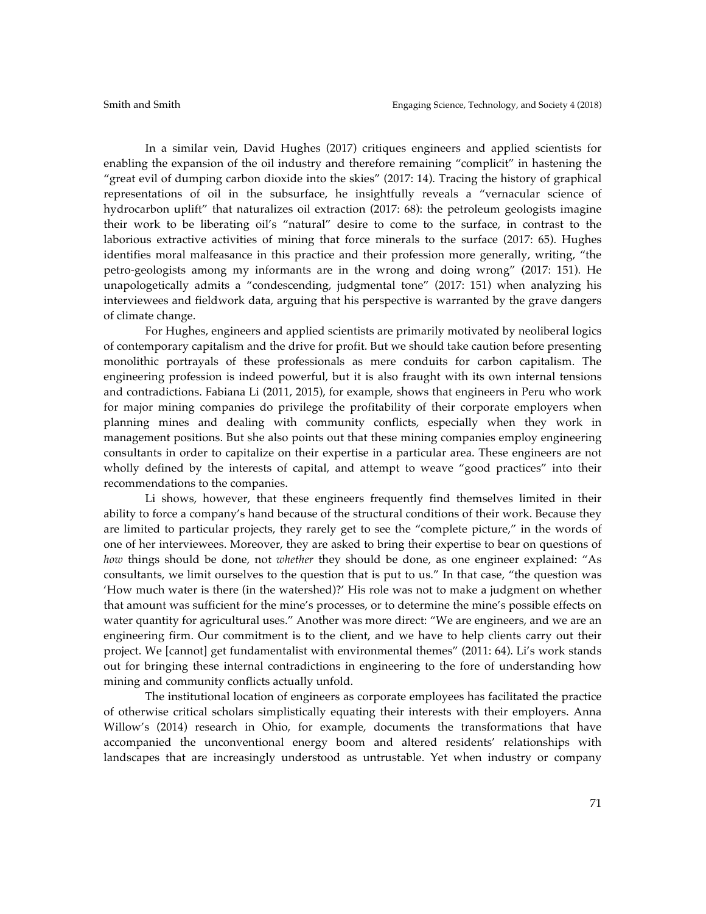In a similar vein, David Hughes (2017) critiques engineers and applied scientists for enabling the expansion of the oil industry and therefore remaining "complicit" in hastening the "great evil of dumping carbon dioxide into the skies" (2017: 14). Tracing the history of graphical representations of oil in the subsurface, he insightfully reveals a "vernacular science of hydrocarbon uplift" that naturalizes oil extraction (2017: 68): the petroleum geologists imagine their work to be liberating oil's "natural" desire to come to the surface, in contrast to the laborious extractive activities of mining that force minerals to the surface (2017: 65). Hughes identifies moral malfeasance in this practice and their profession more generally, writing, "the petro-geologists among my informants are in the wrong and doing wrong" (2017: 151). He unapologetically admits a "condescending, judgmental tone" (2017: 151) when analyzing his interviewees and fieldwork data, arguing that his perspective is warranted by the grave dangers of climate change.

For Hughes, engineers and applied scientists are primarily motivated by neoliberal logics of contemporary capitalism and the drive for profit. But we should take caution before presenting monolithic portrayals of these professionals as mere conduits for carbon capitalism. The engineering profession is indeed powerful, but it is also fraught with its own internal tensions and contradictions. Fabiana Li (2011, 2015), for example, shows that engineers in Peru who work for major mining companies do privilege the profitability of their corporate employers when planning mines and dealing with community conflicts, especially when they work in management positions. But she also points out that these mining companies employ engineering consultants in order to capitalize on their expertise in a particular area. These engineers are not wholly defined by the interests of capital, and attempt to weave "good practices" into their recommendations to the companies.

Li shows, however, that these engineers frequently find themselves limited in their ability to force a company's hand because of the structural conditions of their work. Because they are limited to particular projects, they rarely get to see the "complete picture," in the words of one of her interviewees. Moreover, they are asked to bring their expertise to bear on questions of *how* things should be done, not *whether* they should be done, as one engineer explained: "As consultants, we limit ourselves to the question that is put to us." In that case, "the question was 'How much water is there (in the watershed)?' His role was not to make a judgment on whether that amount was sufficient for the mine's processes, or to determine the mine's possible effects on water quantity for agricultural uses." Another was more direct: "We are engineers, and we are an engineering firm. Our commitment is to the client, and we have to help clients carry out their project. We [cannot] get fundamentalist with environmental themes" (2011: 64). Li's work stands out for bringing these internal contradictions in engineering to the fore of understanding how mining and community conflicts actually unfold.

The institutional location of engineers as corporate employees has facilitated the practice of otherwise critical scholars simplistically equating their interests with their employers. Anna Willow's (2014) research in Ohio, for example, documents the transformations that have accompanied the unconventional energy boom and altered residents' relationships with landscapes that are increasingly understood as untrustable. Yet when industry or company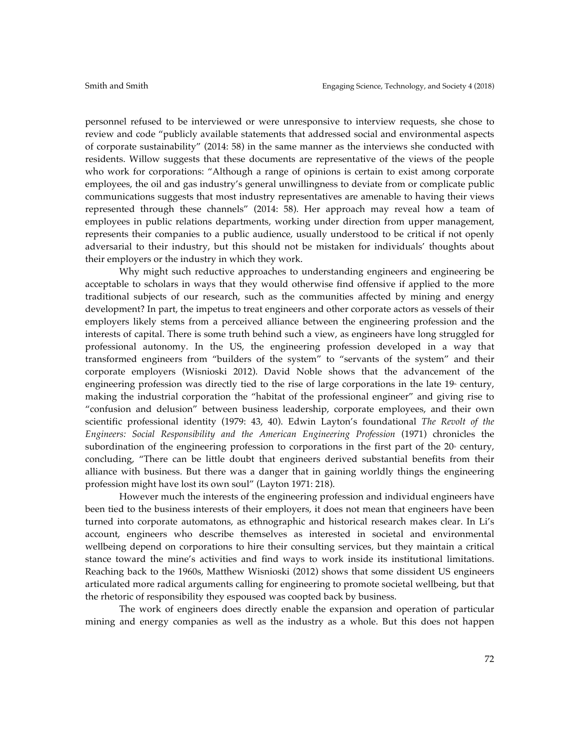personnel refused to be interviewed or were unresponsive to interview requests, she chose to review and code "publicly available statements that addressed social and environmental aspects of corporate sustainability" (2014: 58) in the same manner as the interviews she conducted with residents. Willow suggests that these documents are representative of the views of the people who work for corporations: "Although a range of opinions is certain to exist among corporate employees, the oil and gas industry's general unwillingness to deviate from or complicate public communications suggests that most industry representatives are amenable to having their views represented through these channels" (2014: 58). Her approach may reveal how a team of employees in public relations departments, working under direction from upper management, represents their companies to a public audience, usually understood to be critical if not openly adversarial to their industry, but this should not be mistaken for individuals' thoughts about their employers or the industry in which they work.

Why might such reductive approaches to understanding engineers and engineering be acceptable to scholars in ways that they would otherwise find offensive if applied to the more traditional subjects of our research, such as the communities affected by mining and energy development? In part, the impetus to treat engineers and other corporate actors as vessels of their employers likely stems from a perceived alliance between the engineering profession and the interests of capital. There is some truth behind such a view, as engineers have long struggled for professional autonomy. In the US, the engineering profession developed in a way that transformed engineers from "builders of the system" to "servants of the system" and their corporate employers (Wisnioski 2012). David Noble shows that the advancement of the engineering profession was directly tied to the rise of large corporations in the late 19th century, making the industrial corporation the "habitat of the professional engineer" and giving rise to "confusion and delusion" between business leadership, corporate employees, and their own scientific professional identity (1979: 43, 40). Edwin Layton's foundational *The Revolt of the Engineers: Social Responsibility and the American Engineering Profession* (1971) chronicles the subordination of the engineering profession to corporations in the first part of the 20th century, concluding, "There can be little doubt that engineers derived substantial benefits from their alliance with business. But there was a danger that in gaining worldly things the engineering profession might have lost its own soul" (Layton 1971: 218).

However much the interests of the engineering profession and individual engineers have been tied to the business interests of their employers, it does not mean that engineers have been turned into corporate automatons, as ethnographic and historical research makes clear. In Li's account, engineers who describe themselves as interested in societal and environmental wellbeing depend on corporations to hire their consulting services, but they maintain a critical stance toward the mine's activities and find ways to work inside its institutional limitations. Reaching back to the 1960s, Matthew Wisnioski (2012) shows that some dissident US engineers articulated more radical arguments calling for engineering to promote societal wellbeing, but that the rhetoric of responsibility they espoused was coopted back by business.

The work of engineers does directly enable the expansion and operation of particular mining and energy companies as well as the industry as a whole. But this does not happen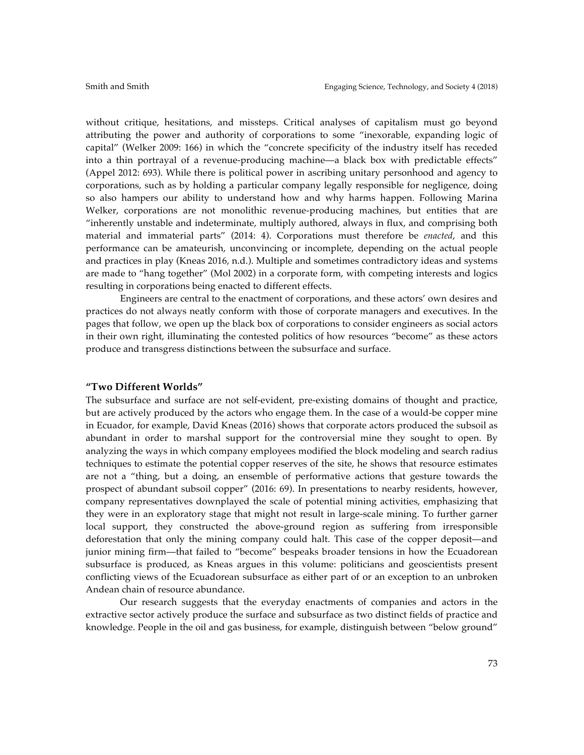without critique, hesitations, and missteps. Critical analyses of capitalism must go beyond attributing the power and authority of corporations to some "inexorable, expanding logic of capital" (Welker 2009: 166) in which the "concrete specificity of the industry itself has receded into a thin portrayal of a revenue-producing machine—a black box with predictable effects" (Appel 2012: 693). While there is political power in ascribing unitary personhood and agency to corporations, such as by holding a particular company legally responsible for negligence, doing so also hampers our ability to understand how and why harms happen. Following Marina Welker, corporations are not monolithic revenue-producing machines, but entities that are "inherently unstable and indeterminate, multiply authored, always in flux, and comprising both material and immaterial parts" (2014: 4). Corporations must therefore be *enacted*, and this performance can be amateurish, unconvincing or incomplete, depending on the actual people and practices in play (Kneas 2016, n.d.). Multiple and sometimes contradictory ideas and systems are made to "hang together" (Mol 2002) in a corporate form, with competing interests and logics resulting in corporations being enacted to different effects.

Engineers are central to the enactment of corporations, and these actors' own desires and practices do not always neatly conform with those of corporate managers and executives. In the pages that follow, we open up the black box of corporations to consider engineers as social actors in their own right, illuminating the contested politics of how resources "become" as these actors produce and transgress distinctions between the subsurface and surface.

## "Two Different Worlds"

The subsurface and surface are not self-evident, pre-existing domains of thought and practice, but are actively produced by the actors who engage them. In the case of a would-be copper mine in Ecuador, for example, David Kneas (2016) shows that corporate actors produced the subsoil as abundant in order to marshal support for the controversial mine they sought to open. By analyzing the ways in which company employees modified the block modeling and search radius techniques to estimate the potential copper reserves of the site, he shows that resource estimates are not a "thing, but a doing, an ensemble of performative actions that gesture towards the prospect of abundant subsoil copper" (2016: 69). In presentations to nearby residents, however, company representatives downplayed the scale of potential mining activities, emphasizing that they were in an exploratory stage that might not result in large-scale mining. To further garner local support, they constructed the above-ground region as suffering from irresponsible deforestation that only the mining company could halt. This case of the copper deposit—and junior mining firm—that failed to "become" bespeaks broader tensions in how the Ecuadorean subsurface is produced, as Kneas argues in this volume: politicians and geoscientists present conflicting views of the Ecuadorean subsurface as either part of or an exception to an unbroken Andean chain of resource abundance.

Our research suggests that the everyday enactments of companies and actors in the extractive sector actively produce the surface and subsurface as two distinct fields of practice and knowledge. People in the oil and gas business, for example, distinguish between "below ground"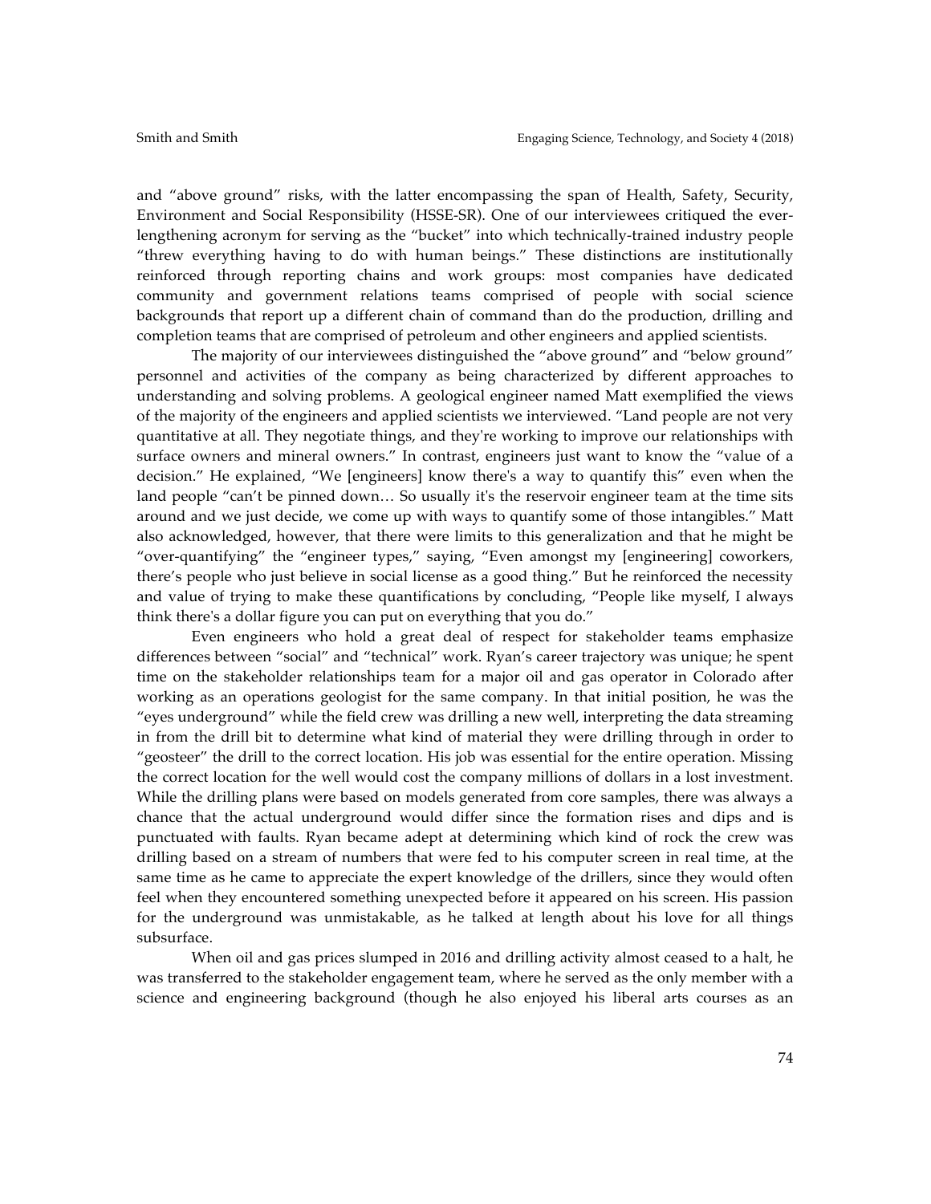and "above ground" risks, with the latter encompassing the span of Health, Safety, Security, Environment and Social Responsibility (HSSE-SR). One of our interviewees critiqued the ever-lengthening acronym for serving as the "bucket" into which technically-trained industry people "threw everything having to do with human beings." These distinctions are institutionally reinforced through reporting chains and work groups: most companies have dedicated community and government relations teams comprised of people with social science backgrounds that report up a different chain of command than do the production, drilling and completion teams that are comprised of petroleum and other engineers and applied scientists.

The majority of our interviewees distinguished the "above ground" and "below ground" personnel and activities of the company as being characterized by different approaches to understanding and solving problems. A geological engineer named Matt exemplified the views of the majority of the engineers and applied scientists we interviewed. "Land people are not very quantitative at all. They negotiate things, and they're working to improve our relationships with surface owners and mineral owners." In contrast, engineers just want to know the "value of a decision." He explained, "We [engineers] know there's a way to quantify this" even when the land people "can't be pinned down… So usually it's the reservoir engineer team at the time sits around and we just decide, we come up with ways to quantify some of those intangibles." Matt also acknowledged, however, that there were limits to this generalization and that he might be "over-quantifying" the "engineer types," saying, "Even amongst my [engineering] coworkers, there's people who just believe in social license as a good thing." But he reinforced the necessity and value of trying to make these quantifications by concluding, "People like myself, I always think there's a dollar figure you can put on everything that you do."

Even engineers who hold a great deal of respect for stakeholder teams emphasize differences between "social" and "technical" work. Ryan's career trajectory was unique; he spent time on the stakeholder relationships team for a major oil and gas operator in Colorado after working as an operations geologist for the same company. In that initial position, he was the "eyes underground" while the field crew was drilling a new well, interpreting the data streaming in from the drill bit to determine what kind of material they were drilling through in order to "geosteer" the drill to the correct location. His job was essential for the entire operation. Missing the correct location for the well would cost the company millions of dollars in a lost investment. While the drilling plans were based on models generated from core samples, there was always a chance that the actual underground would differ since the formation rises and dips and is punctuated with faults. Ryan became adept at determining which kind of rock the crew was drilling based on a stream of numbers that were fed to his computer screen in real time, at the same time as he came to appreciate the expert knowledge of the drillers, since they would often feel when they encountered something unexpected before it appeared on his screen. His passion for the underground was unmistakable, as he talked at length about his love for all things subsurface.

When oil and gas prices slumped in 2016 and drilling activity almost ceased to a halt, he was transferred to the stakeholder engagement team, where he served as the only member with a science and engineering background (though he also enjoyed his liberal arts courses as an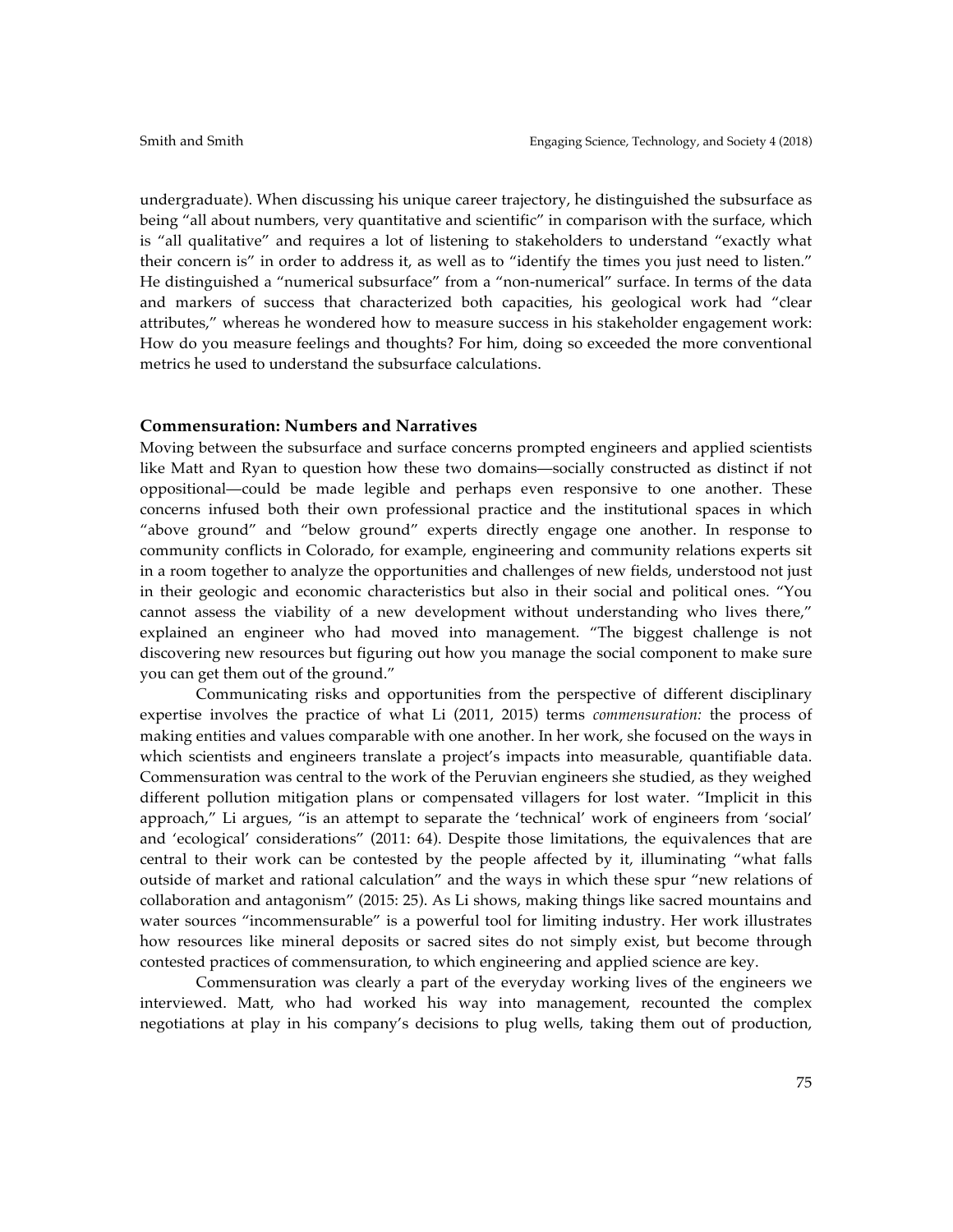undergraduate). When discussing his unique career trajectory, he distinguished the subsurface as being "all about numbers, very quantitative and scientific" in comparison with the surface, which is "all qualitative" and requires a lot of listening to stakeholders to understand "exactly what their concern is" in order to address it, as well as to "identify the times you just need to listen." He distinguished a "numerical subsurface" from a "non-numerical" surface. In terms of the data and markers of success that characterized both capacities, his geological work had "clear attributes," whereas he wondered how to measure success in his stakeholder engagement work: How do you measure feelings and thoughts? For him, doing so exceeded the more conventional metrics he used to understand the subsurface calculations.

## Commensuration: Numbers and Narratives

Moving between the subsurface and surface concerns prompted engineers and applied scientists like Matt and Ryan to question how these two domains—socially constructed as distinct if not oppositional—could be made legible and perhaps even responsive to one another. These concerns infused both their own professional practice and the institutional spaces in which "above ground" and "below ground" experts directly engage one another. In response to community conflicts in Colorado, for example, engineering and community relations experts sit in a room together to analyze the opportunities and challenges of new fields, understood not just in their geologic and economic characteristics but also in their social and political ones. "You cannot assess the viability of a new development without understanding who lives there," explained an engineer who had moved into management. "The biggest challenge is not discovering new resources but figuring out how you manage the social component to make sure you can get them out of the ground."

Communicating risks and opportunities from the perspective of different disciplinary expertise involves the practice of what Li (2011, 2015) terms *commensuration:* the process of making entities and values comparable with one another. In her work, she focused on the ways in which scientists and engineers translate a project's impacts into measurable, quantifiable data. Commensuration was central to the work of the Peruvian engineers she studied, as they weighed different pollution mitigation plans or compensated villagers for lost water. "Implicit in this approach," Li argues, "is an attempt to separate the 'technical' work of engineers from 'social' and 'ecological' considerations" (2011: 64). Despite those limitations, the equivalences that are central to their work can be contested by the people affected by it, illuminating "what falls outside of market and rational calculation" and the ways in which these spur "new relations of collaboration and antagonism" (2015: 25). As Li shows, making things like sacred mountains and water sources "incommensurable" is a powerful tool for limiting industry. Her work illustrates how resources like mineral deposits or sacred sites do not simply exist, but become through contested practices of commensuration, to which engineering and applied science are key.

Commensuration was clearly a part of the everyday working lives of the engineers we interviewed. Matt, who had worked his way into management, recounted the complex negotiations at play in his company's decisions to plug wells, taking them out of production,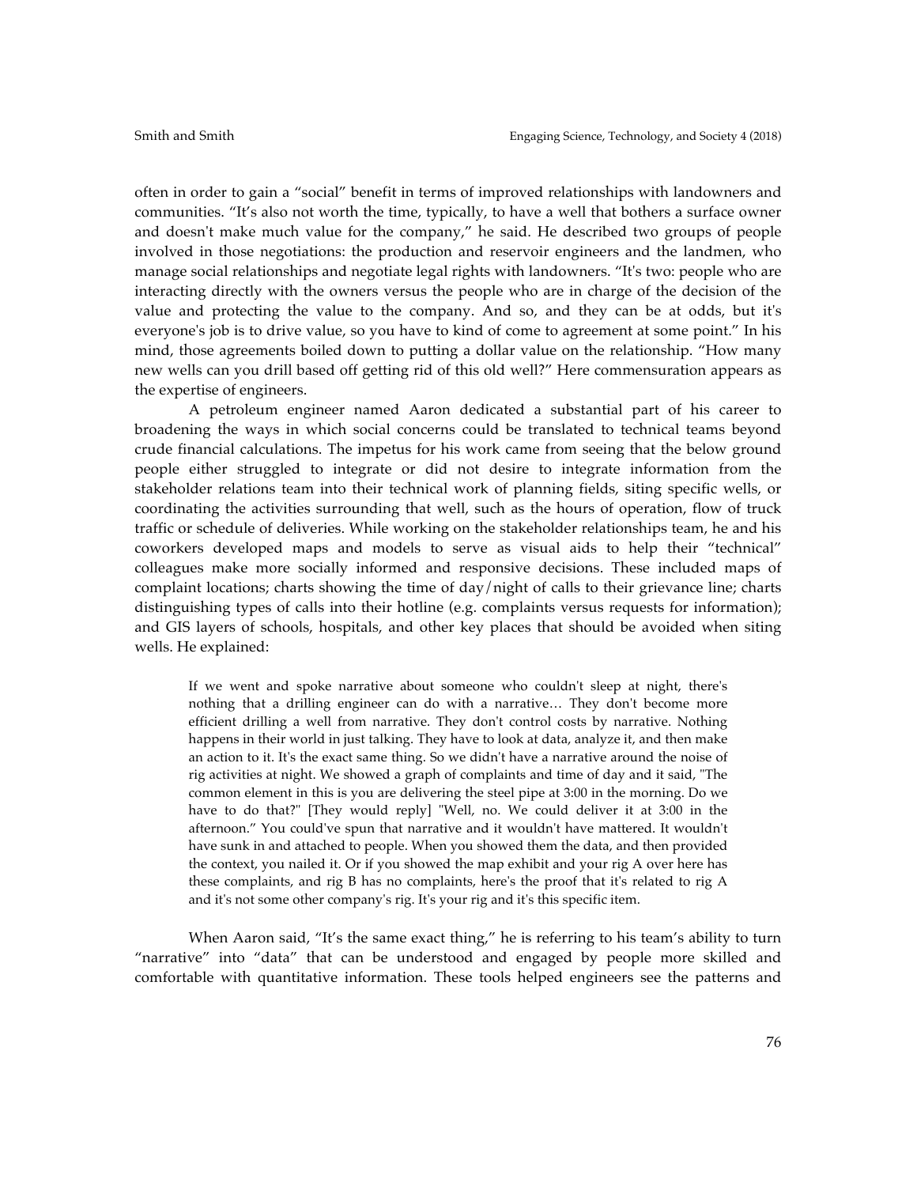often in order to gain a "social" benefit in terms of improved relationships with landowners and communities. "It's also not worth the time, typically, to have a well that bothers a surface owner and doesn't make much value for the company," he said. He described two groups of people involved in those negotiations: the production and reservoir engineers and the landmen, who manage social relationships and negotiate legal rights with landowners. "It's two: people who are interacting directly with the owners versus the people who are in charge of the decision of the value and protecting the value to the company. And so, and they can be at odds, but it's everyone's job is to drive value, so you have to kind of come to agreement at some point." In his mind, those agreements boiled down to putting a dollar value on the relationship. "How many new wells can you drill based off getting rid of this old well?" Here commensuration appears as the expertise of engineers.

A petroleum engineer named Aaron dedicated a substantial part of his career to broadening the ways in which social concerns could be translated to technical teams beyond crude financial calculations. The impetus for his work came from seeing that the below ground people either struggled to integrate or did not desire to integrate information from the stakeholder relations team into their technical work of planning fields, siting specific wells, or coordinating the activities surrounding that well, such as the hours of operation, flow of truck traffic or schedule of deliveries. While working on the stakeholder relationships team, he and his coworkers developed maps and models to serve as visual aids to help their "technical" colleagues make more socially informed and responsive decisions. These included maps of complaint locations; charts showing the time of day/night of calls to their grievance line; charts distinguishing types of calls into their hotline (e.g. complaints versus requests for information); and GIS layers of schools, hospitals, and other key places that should be avoided when siting wells. He explained:

> If we went and spoke narrative about someone who couldn't sleep at night, there's nothing that a drilling engineer can do with a narrative… They don't become more efficient drilling a well from narrative. They don't control costs by narrative. Nothing happens in their world in just talking. They have to look at data, analyze it, and then make an action to it. It's the exact same thing. So we didn't have a narrative around the noise of rig activities at night. We showed a graph of complaints and time of day and it said, "The common element in this is you are delivering the steel pipe at 3:00 in the morning. Do we have to do that?" [They would reply] "Well, no. We could deliver it at 3:00 in the afternoon." You could've spun that narrative and it wouldn't have mattered. It wouldn't have sunk in and attached to people. When you showed them the data, and then provided the context, you nailed it. Or if you showed the map exhibit and your rig A over here has these complaints, and rig B has no complaints, here's the proof that it's related to rig A and it's not some other company's rig. It's your rig and it's this specific item.

When Aaron said, "It's the same exact thing," he is referring to his team's ability to turn "narrative" into "data" that can be understood and engaged by people more skilled and comfortable with quantitative information. These tools helped engineers see the patterns and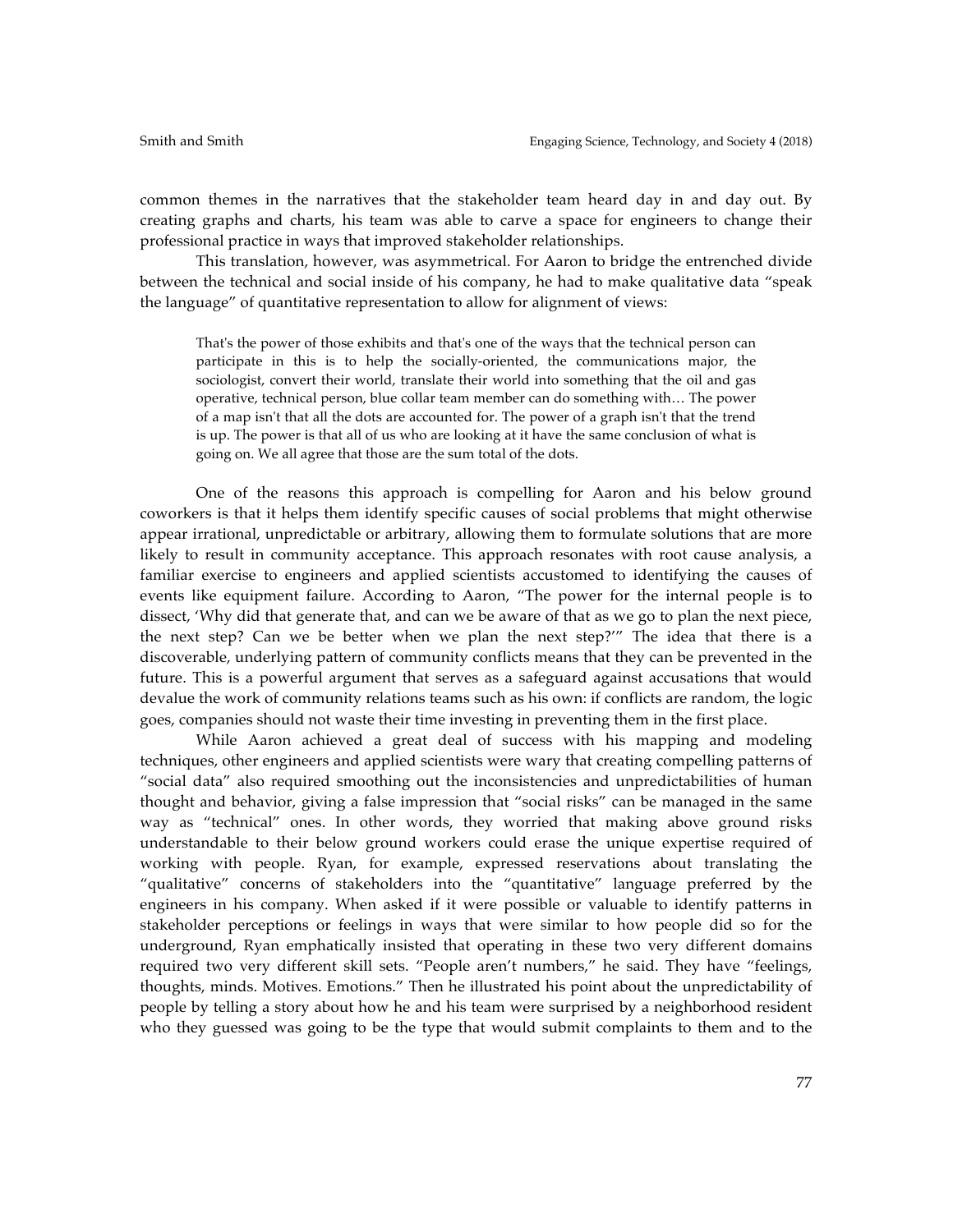common themes in the narratives that the stakeholder team heard day in and day out. By creating graphs and charts, his team was able to carve a space for engineers to change their professional practice in ways that improved stakeholder relationships.

This translation, however, was asymmetrical. For Aaron to bridge the entrenched divide between the technical and social inside of his company, he had to make qualitative data "speak the language" of quantitative representation to allow for alignment of views:

> That's the power of those exhibits and that's one of the ways that the technical person can participate in this is to help the socially-oriented, the communications major, the sociologist, convert their world, translate their world into something that the oil and gas operative, technical person, blue collar team member can do something with… The power of a map isn't that all the dots are accounted for. The power of a graph isn't that the trend is up. The power is that all of us who are looking at it have the same conclusion of what is going on. We all agree that those are the sum total of the dots.

One of the reasons this approach is compelling for Aaron and his below ground coworkers is that it helps them identify specific causes of social problems that might otherwise appear irrational, unpredictable or arbitrary, allowing them to formulate solutions that are more likely to result in community acceptance. This approach resonates with root cause analysis, a familiar exercise to engineers and applied scientists accustomed to identifying the causes of events like equipment failure. According to Aaron, "The power for the internal people is to dissect, 'Why did that generate that, and can we be aware of that as we go to plan the next piece, the next step? Can we be better when we plan the next step?'" The idea that there is a discoverable, underlying pattern of community conflicts means that they can be prevented in the future. This is a powerful argument that serves as a safeguard against accusations that would devalue the work of community relations teams such as his own: if conflicts are random, the logic goes, companies should not waste their time investing in preventing them in the first place.

While Aaron achieved a great deal of success with his mapping and modeling techniques, other engineers and applied scientists were wary that creating compelling patterns of "social data" also required smoothing out the inconsistencies and unpredictabilities of human thought and behavior, giving a false impression that "social risks" can be managed in the same way as "technical" ones. In other words, they worried that making above ground risks understandable to their below ground workers could erase the unique expertise required of working with people. Ryan, for example, expressed reservations about translating the "qualitative" concerns of stakeholders into the "quantitative" language preferred by the engineers in his company. When asked if it were possible or valuable to identify patterns in stakeholder perceptions or feelings in ways that were similar to how people did so for the underground, Ryan emphatically insisted that operating in these two very different domains required two very different skill sets. "People aren't numbers," he said. They have "feelings, thoughts, minds. Motives. Emotions." Then he illustrated his point about the unpredictability of people by telling a story about how he and his team were surprised by a neighborhood resident who they guessed was going to be the type that would submit complaints to them and to the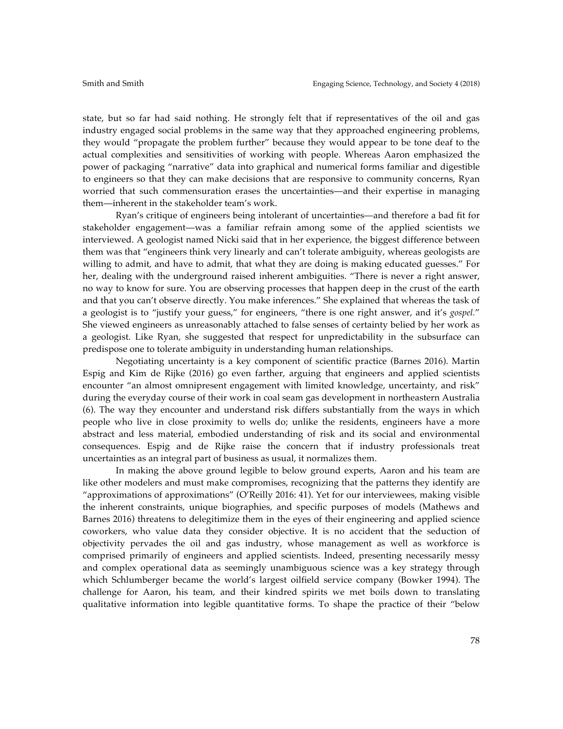state, but so far had said nothing. He strongly felt that if representatives of the oil and gas industry engaged social problems in the same way that they approached engineering problems, they would "propagate the problem further" because they would appear to be tone deaf to the actual complexities and sensitivities of working with people. Whereas Aaron emphasized the power of packaging "narrative" data into graphical and numerical forms familiar and digestible to engineers so that they can make decisions that are responsive to community concerns, Ryan worried that such commensuration erases the uncertainties—and their expertise in managing them—inherent in the stakeholder team's work.

Ryan's critique of engineers being intolerant of uncertainties—and therefore a bad fit for stakeholder engagement—was a familiar refrain among some of the applied scientists we interviewed. A geologist named Nicki said that in her experience, the biggest difference between them was that "engineers think very linearly and can't tolerate ambiguity, whereas geologists are willing to admit, and have to admit, that what they are doing is making educated guesses." For her, dealing with the underground raised inherent ambiguities. "There is never a right answer, no way to know for sure. You are observing processes that happen deep in the crust of the earth and that you can't observe directly. You make inferences." She explained that whereas the task of a geologist is to "justify your guess," for engineers, "there is one right answer, and it's *gospel*." She viewed engineers as unreasonably attached to false senses of certainty belied by her work as a geologist. Like Ryan, she suggested that respect for unpredictability in the subsurface can predispose one to tolerate ambiguity in understanding human relationships.

Negotiating uncertainty is a key component of scientific practice (Barnes 2016). Martin Espig and Kim de Rijke (2016) go even farther, arguing that engineers and applied scientists encounter "an almost omnipresent engagement with limited knowledge, uncertainty, and risk" during the everyday course of their work in coal seam gas development in northeastern Australia (6). The way they encounter and understand risk differs substantially from the ways in which people who live in close proximity to wells do; unlike the residents, engineers have a more abstract and less material, embodied understanding of risk and its social and environmental consequences. Espig and de Rijke raise the concern that if industry professionals treat uncertainties as an integral part of business as usual, it normalizes them.

In making the above ground legible to below ground experts, Aaron and his team are like other modelers and must make compromises, recognizing that the patterns they identify are "approximations of approximations" (O'Reilly 2016: 41). Yet for our interviewees, making visible the inherent constraints, unique biographies, and specific purposes of models (Mathews and Barnes 2016) threatens to delegitimize them in the eyes of their engineering and applied science coworkers, who value data they consider objective. It is no accident that the seduction of objectivity pervades the oil and gas industry, whose management as well as workforce is comprised primarily of engineers and applied scientists. Indeed, presenting necessarily messy and complex operational data as seemingly unambiguous science was a key strategy through which Schlumberger became the world's largest oilfield service company (Bowker 1994). The challenge for Aaron, his team, and their kindred spirits we met boils down to translating qualitative information into legible quantitative forms. To shape the practice of their "below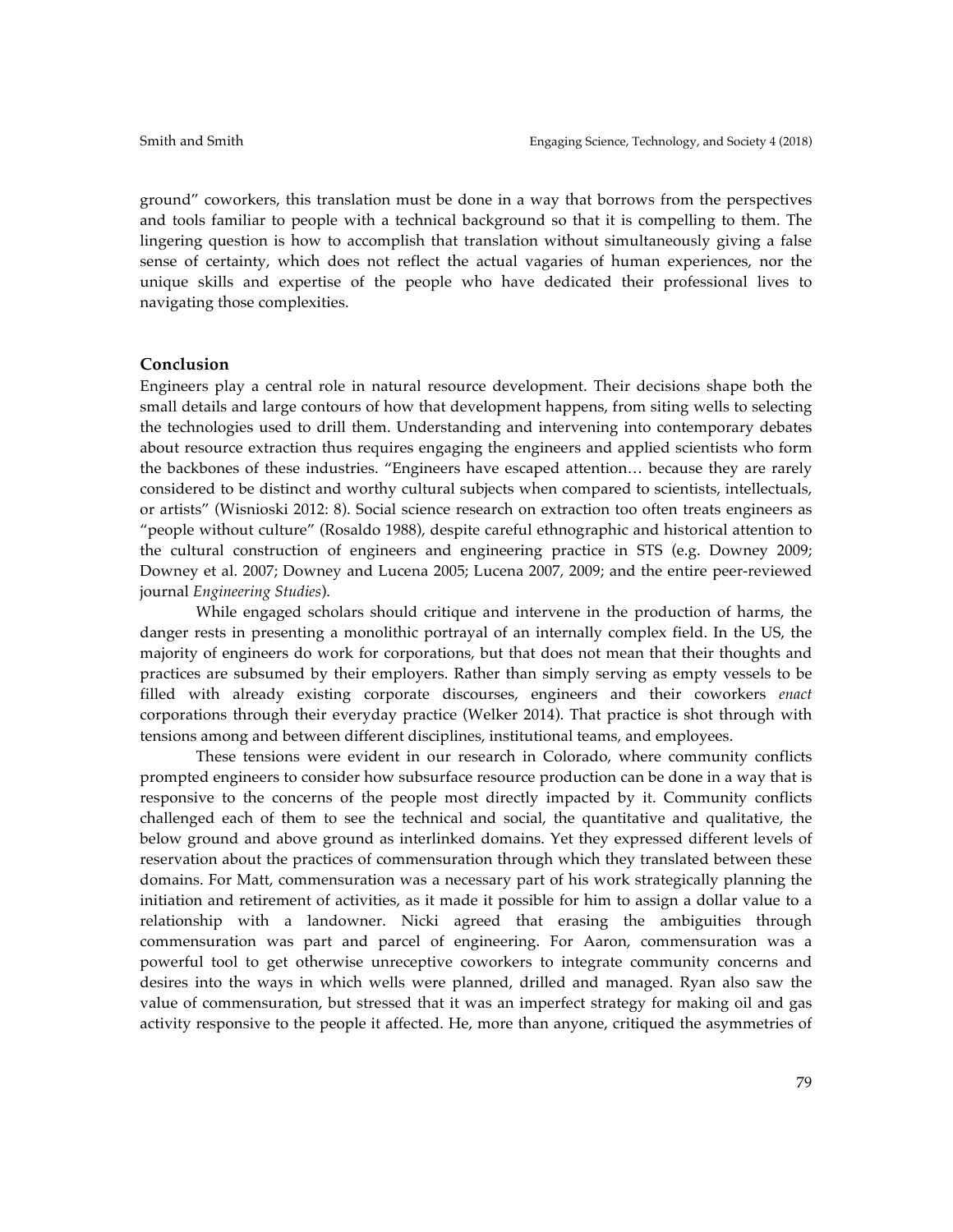ground" coworkers, this translation must be done in a way that borrows from the perspectives and tools familiar to people with a technical background so that it is compelling to them. The lingering question is how to accomplish that translation without simultaneously giving a false sense of certainty, which does not reflect the actual vagaries of human experiences, nor the unique skills and expertise of the people who have dedicated their professional lives to navigating those complexities.

## Conclusion

Engineers play a central role in natural resource development. Their decisions shape both the small details and large contours of how that development happens, from siting wells to selecting the technologies used to drill them. Understanding and intervening into contemporary debates about resource extraction thus requires engaging the engineers and applied scientists who form the backbones of these industries. "Engineers have escaped attention… because they are rarely considered to be distinct and worthy cultural subjects when compared to scientists, intellectuals, or artists" (Wisnioski 2012: 8). Social science research on extraction too often treats engineers as "people without culture" (Rosaldo 1988), despite careful ethnographic and historical attention to the cultural construction of engineers and engineering practice in STS (e.g. Downey 2009; Downey et al. 2007; Downey and Lucena 2005; Lucena 2007, 2009; and the entire peer-reviewed journal *Engineering Studies*).

While engaged scholars should critique and intervene in the production of harms, the danger rests in presenting a monolithic portrayal of an internally complex field. In the US, the majority of engineers do work for corporations, but that does not mean that their thoughts and practices are subsumed by their employers. Rather than simply serving as empty vessels to be filled with already existing corporate discourses, engineers and their coworkers *enact* corporations through their everyday practice (Welker 2014). That practice is shot through with tensions among and between different disciplines, institutional teams, and employees.

These tensions were evident in our research in Colorado, where community conflicts prompted engineers to consider how subsurface resource production can be done in a way that is responsive to the concerns of the people most directly impacted by it. Community conflicts challenged each of them to see the technical and social, the quantitative and qualitative, the below ground and above ground as interlinked domains. Yet they expressed different levels of reservation about the practices of commensuration through which they translated between these domains. For Matt, commensuration was a necessary part of his work strategically planning the initiation and retirement of activities, as it made it possible for him to assign a dollar value to a relationship with a landowner. Nicki agreed that erasing the ambiguities through commensuration was part and parcel of engineering. For Aaron, commensuration was a powerful tool to get otherwise unreceptive coworkers to integrate community concerns and desires into the ways in which wells were planned, drilled and managed. Ryan also saw the value of commensuration, but stressed that it was an imperfect strategy for making oil and gas activity responsive to the people it affected. He, more than anyone, critiqued the asymmetries of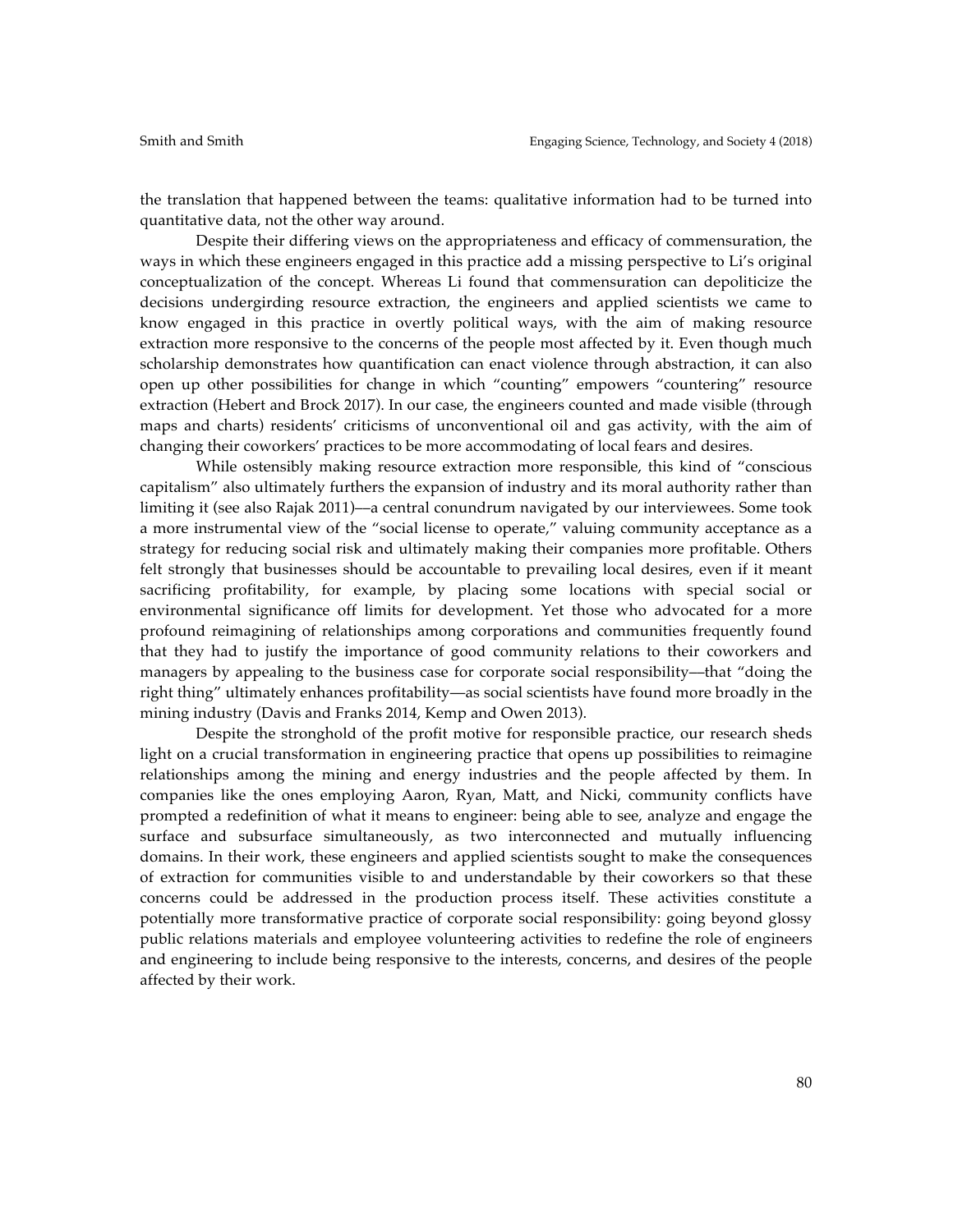the translation that happened between the teams: qualitative information had to be turned into quantitative data, not the other way around.

Despite their differing views on the appropriateness and efficacy of commensuration, the ways in which these engineers engaged in this practice add a missing perspective to Li's original conceptualization of the concept. Whereas Li found that commensuration can depoliticize the decisions undergirding resource extraction, the engineers and applied scientists we came to know engaged in this practice in overtly political ways, with the aim of making resource extraction more responsive to the concerns of the people most affected by it. Even though much scholarship demonstrates how quantification can enact violence through abstraction, it can also open up other possibilities for change in which "counting" empowers "countering" resource extraction (Hebert and Brock 2017). In our case, the engineers counted and made visible (through maps and charts) residents' criticisms of unconventional oil and gas activity, with the aim of changing their coworkers' practices to be more accommodating of local fears and desires.

While ostensibly making resource extraction more responsible, this kind of "conscious capitalism" also ultimately furthers the expansion of industry and its moral authority rather than limiting it (see also Rajak 2011)—a central conundrum navigated by our interviewees. Some took a more instrumental view of the "social license to operate," valuing community acceptance as a strategy for reducing social risk and ultimately making their companies more profitable. Others felt strongly that businesses should be accountable to prevailing local desires, even if it meant sacrificing profitability, for example, by placing some locations with special social or environmental significance off limits for development. Yet those who advocated for a more profound reimagining of relationships among corporations and communities frequently found that they had to justify the importance of good community relations to their coworkers and managers by appealing to the business case for corporate social responsibility—that "doing the right thing" ultimately enhances profitability—as social scientists have found more broadly in the mining industry (Davis and Franks 2014, Kemp and Owen 2013).

Despite the stronghold of the profit motive for responsible practice, our research sheds light on a crucial transformation in engineering practice that opens up possibilities to reimagine relationships among the mining and energy industries and the people affected by them. In companies like the ones employing Aaron, Ryan, Matt, and Nicki, community conflicts have prompted a redefinition of what it means to engineer: being able to see, analyze and engage the surface and subsurface simultaneously, as two interconnected and mutually influencing domains. In their work, these engineers and applied scientists sought to make the consequences of extraction for communities visible to and understandable by their coworkers so that these concerns could be addressed in the production process itself. These activities constitute a potentially more transformative practice of corporate social responsibility: going beyond glossy public relations materials and employee volunteering activities to redefine the role of engineers and engineering to include being responsive to the interests, concerns, and desires of the people affected by their work.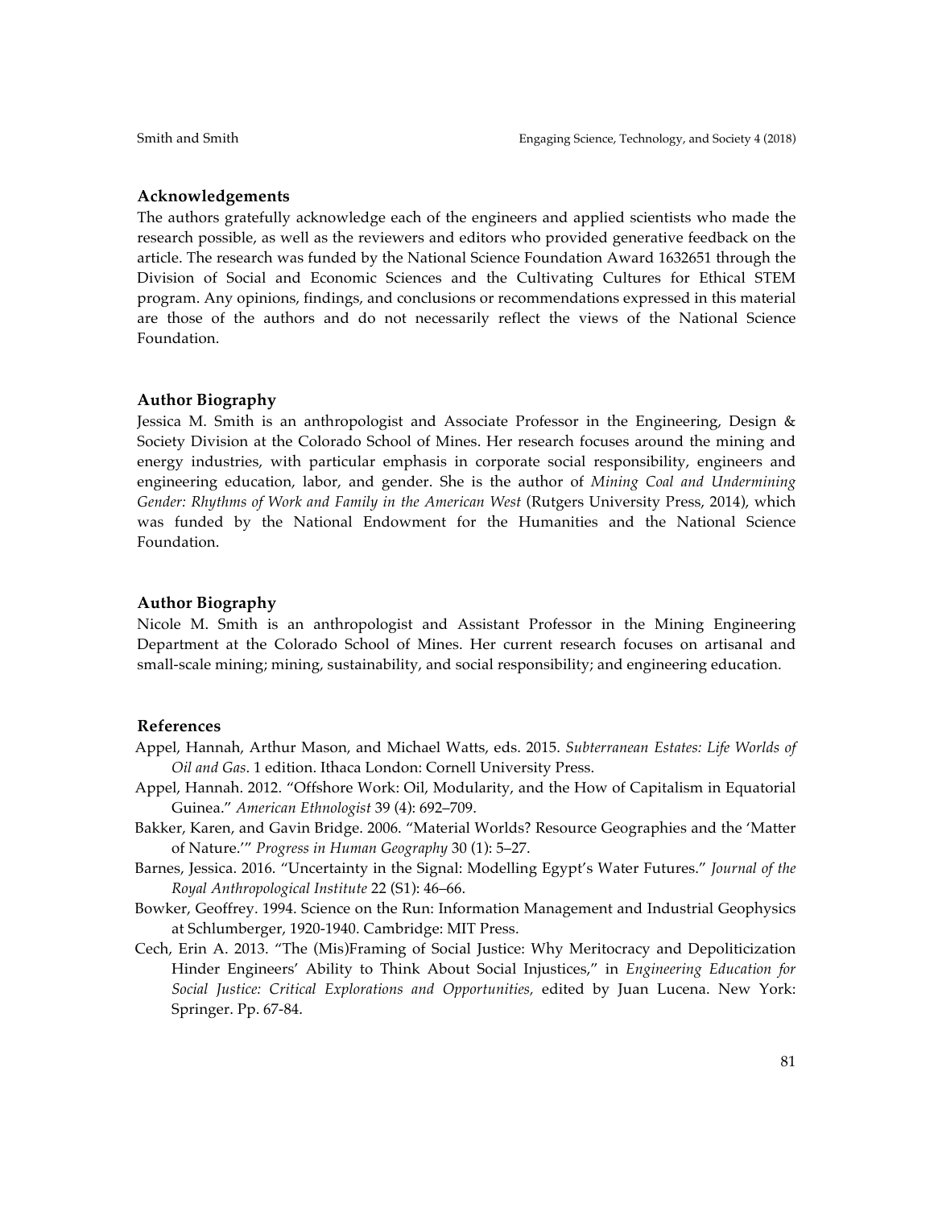### Acknowledgements

The authors gratefully acknowledge each of the engineers and applied scientists who made the research possible, as well as the reviewers and editors who provided generative feedback on the article. The research was funded by the National Science Foundation Award 1632651 through the Division of Social and Economic Sciences and the Cultivating Cultures for Ethical STEM program. Any opinions, findings, and conclusions or recommendations expressed in this material are those of the authors and do not necessarily reflect the views of the National Science Foundation.

### Author Biography

Jessica M. Smith is an anthropologist and Associate Professor in the Engineering, Design & Society Division at the Colorado School of Mines. Her research focuses around the mining and energy industries, with particular emphasis in corporate social responsibility, engineers and engineering education, labor, and gender. She is the author of *Mining Coal and Undermining Gender: Rhythms of Work and Family in the American West* (Rutgers University Press, 2014), which was funded by the National Endowment for the Humanities and the National Science Foundation.

### Author Biography

Nicole M. Smith is an anthropologist and Assistant Professor in the Mining Engineering Department at the Colorado School of Mines. Her current research focuses on artisanal and small-scale mining; mining, sustainability, and social responsibility; and engineering education.

### References

Appel, Hannah, Arthur Mason, and Michael Watts, eds. 2015. *Subterranean Estates: Life Worlds of Oil and Gas*. 1 edition. Ithaca London: Cornell University Press.

Appel, Hannah. 2012. "Offshore Work: Oil, Modularity, and the How of Capitalism in Equatorial Guinea." *American Ethnologist* 39 (4): 692–709.

Bakker, Karen, and Gavin Bridge. 2006. "Material Worlds? Resource Geographies and the 'Matter of Nature.'" *Progress in Human Geography* 30 (1): 5–27.

Barnes, Jessica. 2016. "Uncertainty in the Signal: Modelling Egypt's Water Futures." *Journal of the Royal Anthropological Institute* 22 (S1): 46–66.

Bowker, Geoffrey. 1994. Science on the Run: Information Management and Industrial Geophysics at Schlumberger, 1920-1940. Cambridge: MIT Press.

Cech, Erin A. 2013. "The (Mis)Framing of Social Justice: Why Meritocracy and Depoliticization Hinder Engineers' Ability to Think About Social Injustices," in *Engineering Education for Social Justice: Critical Explorations and Opportunities*, edited by Juan Lucena. New York: Springer. Pp. 67-84.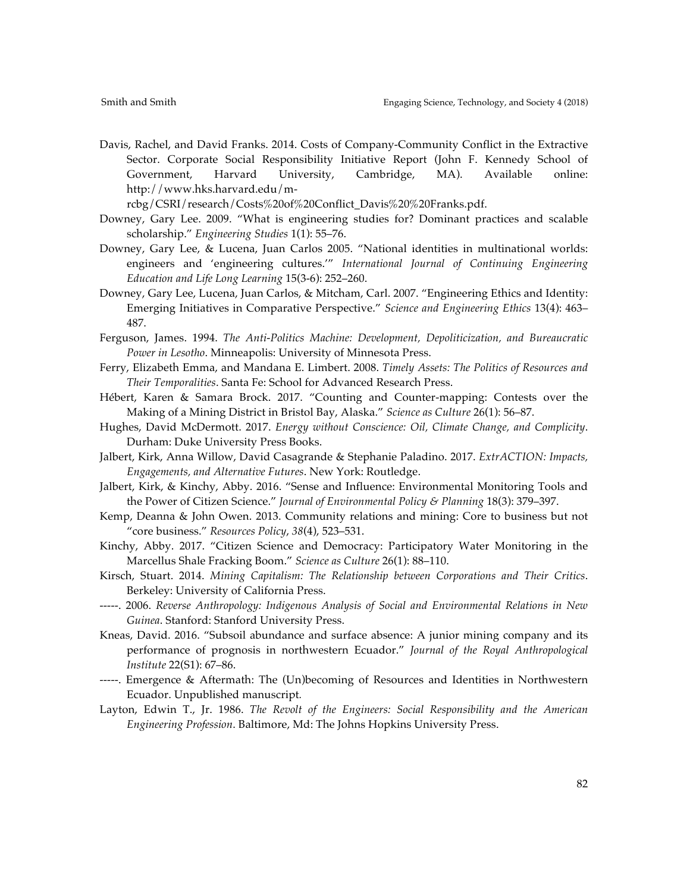Davis, Rachel, and David Franks. 2014. Costs of Company-Community Conflict in the Extractive Sector. Corporate Social Responsibility Initiative Report (John F. Kennedy School of Government, Harvard University, Cambridge, MA). Available online: http://www.hks.harvard.edu/m-rcbg/CSRI/research/Costs%20of%20Conflict_Davis%20%20Franks.pdf.

Downey, Gary Lee. 2009. "What is engineering studies for? Dominant practices and scalable scholarship." *Engineering Studies* 1(1): 55–76.

Downey, Gary Lee, & Lucena, Juan Carlos 2005. "National identities in multinational worlds: engineers and 'engineering cultures.'" *International Journal of Continuing Engineering Education and Life Long Learning* 15(3-6): 252–260.

Downey, Gary Lee, Lucena, Juan Carlos, & Mitcham, Carl. 2007. "Engineering Ethics and Identity: Emerging Initiatives in Comparative Perspective." *Science and Engineering Ethics* 13(4): 463–487.

Ferguson, James. 1994. *The Anti-Politics Machine: Development, Depoliticization, and Bureaucratic Power in Lesotho*. Minneapolis: University of Minnesota Press.

Ferry, Elizabeth Emma, and Mandana E. Limbert. 2008. *Timely Assets: The Politics of Resources and Their Temporalities*. Santa Fe: School for Advanced Research Press.

Hébert, Karen & Samara Brock. 2017. "Counting and Counter-mapping: Contests over the Making of a Mining District in Bristol Bay, Alaska." *Science as Culture* 26(1): 56–87.

Hughes, David McDermott. 2017. *Energy without Conscience: Oil, Climate Change, and Complicity*. Durham: Duke University Press Books.

Jalbert, Kirk, Anna Willow, David Casagrande & Stephanie Paladino. 2017. *ExtrACTION: Impacts, Engagements, and Alternative Futures*. New York: Routledge.

Jalbert, Kirk, & Kinchy, Abby. 2016. "Sense and Influence: Environmental Monitoring Tools and the Power of Citizen Science." *Journal of Environmental Policy & Planning* 18(3): 379–397.

Kemp, Deanna & John Owen. 2013. Community relations and mining: Core to business but not "core business." *Resources Policy*, *38*(4), 523–531.

Kinchy, Abby. 2017. "Citizen Science and Democracy: Participatory Water Monitoring in the Marcellus Shale Fracking Boom." *Science as Culture* 26(1): 88–110.

Kirsch, Stuart. 2014. *Mining Capitalism: The Relationship between Corporations and Their Critics*. Berkeley: University of California Press.

-----. 2006. *Reverse Anthropology: Indigenous Analysis of Social and Environmental Relations in New Guinea*. Stanford: Stanford University Press.

Kneas, David. 2016. "Subsoil abundance and surface absence: A junior mining company and its performance of prognosis in northwestern Ecuador." *Journal of the Royal Anthropological Institute* 22(S1): 67–86.

-----. Emergence & Aftermath: The (Un)becoming of Resources and Identities in Northwestern Ecuador. Unpublished manuscript.

Layton, Edwin T., Jr. 1986. *The Revolt of the Engineers: Social Responsibility and the American Engineering Profession*. Baltimore, Md: The Johns Hopkins University Press.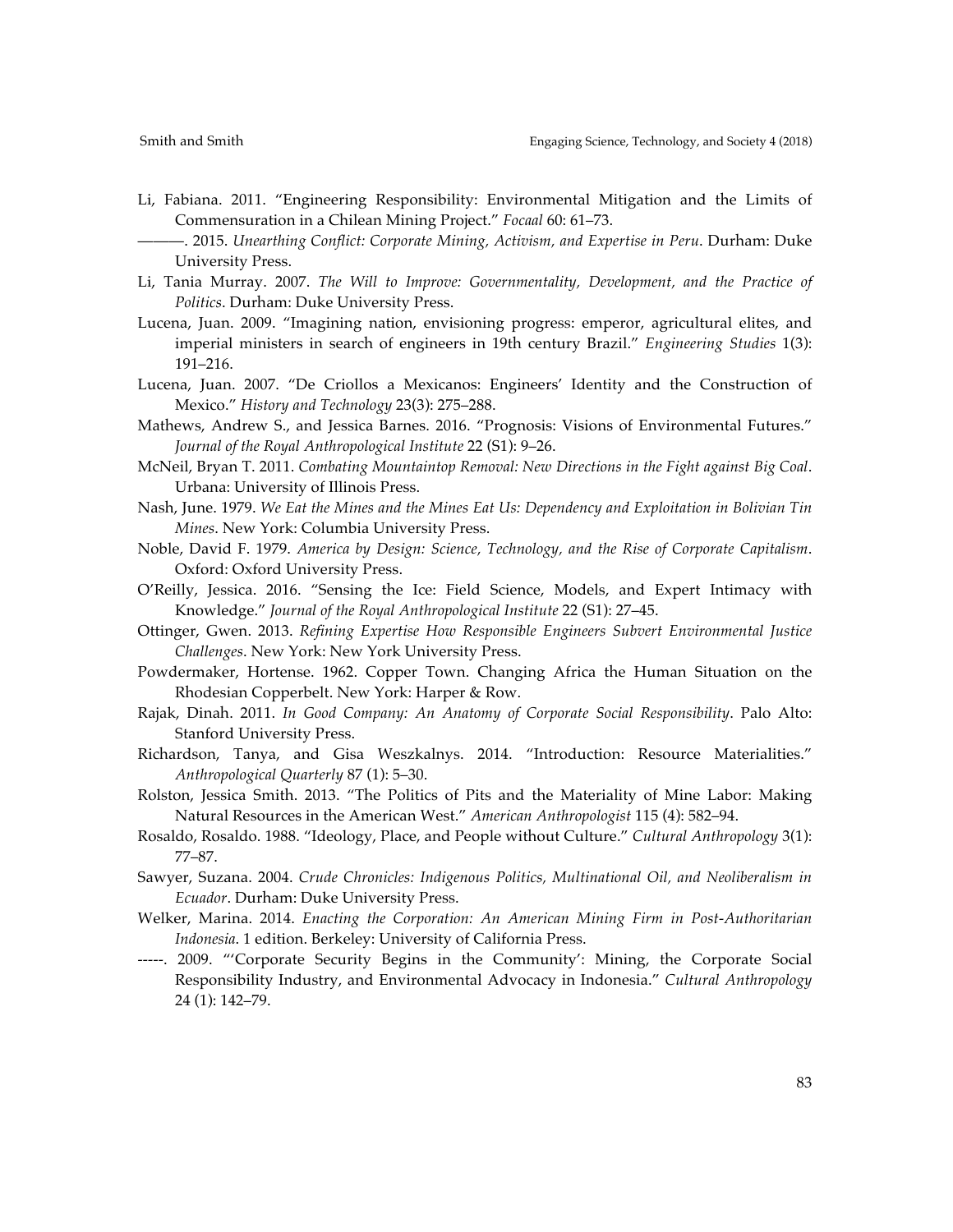Li, Fabiana. 2011. "Engineering Responsibility: Environmental Mitigation and the Limits of Commensuration in a Chilean Mining Project." *Focaal* 60: 61–73.

———. 2015. *Unearthing Conflict: Corporate Mining, Activism, and Expertise in Peru*. Durham: Duke University Press.

Li, Tania Murray. 2007. *The Will to Improve: Governmentality, Development, and the Practice of Politics*. Durham: Duke University Press.

Lucena, Juan. 2009. "Imagining nation, envisioning progress: emperor, agricultural elites, and imperial ministers in search of engineers in 19th century Brazil." *Engineering Studies* 1(3): 191–216.

Lucena, Juan. 2007. "De Criollos a Mexicanos: Engineers' Identity and the Construction of Mexico." *History and Technology* 23(3): 275–288.

Mathews, Andrew S., and Jessica Barnes. 2016. "Prognosis: Visions of Environmental Futures." *Journal of the Royal Anthropological Institute* 22 (S1): 9–26.

McNeil, Bryan T. 2011. *Combating Mountaintop Removal: New Directions in the Fight against Big Coal*. Urbana: University of Illinois Press.

Nash, June. 1979. *We Eat the Mines and the Mines Eat Us: Dependency and Exploitation in Bolivian Tin Mines*. New York: Columbia University Press.

Noble, David F. 1979. *America by Design: Science, Technology, and the Rise of Corporate Capitalism*. Oxford: Oxford University Press.

O'Reilly, Jessica. 2016. "Sensing the Ice: Field Science, Models, and Expert Intimacy with Knowledge." *Journal of the Royal Anthropological Institute* 22 (S1): 27–45.

Ottinger, Gwen. 2013. *Refining Expertise How Responsible Engineers Subvert Environmental Justice Challenges*. New York: New York University Press.

Powdermaker, Hortense. 1962. Copper Town. Changing Africa the Human Situation on the Rhodesian Copperbelt. New York: Harper & Row.

Rajak, Dinah. 2011. *In Good Company: An Anatomy of Corporate Social Responsibility*. Palo Alto: Stanford University Press.

Richardson, Tanya, and Gisa Weszkalnys. 2014. "Introduction: Resource Materialities." *Anthropological Quarterly* 87 (1): 5–30.

Rolston, Jessica Smith. 2013. "The Politics of Pits and the Materiality of Mine Labor: Making Natural Resources in the American West." *American Anthropologist* 115 (4): 582–94.

Rosaldo, Rosaldo. 1988. "Ideology, Place, and People without Culture." *Cultural Anthropology* 3(1): 77–87.

Sawyer, Suzana. 2004. *Crude Chronicles: Indigenous Politics, Multinational Oil, and Neoliberalism in Ecuador*. Durham: Duke University Press.

Welker, Marina. 2014. *Enacting the Corporation: An American Mining Firm in Post-Authoritarian Indonesia*. 1 edition. Berkeley: University of California Press.

-----. 2009. "'Corporate Security Begins in the Community': Mining, the Corporate Social Responsibility Industry, and Environmental Advocacy in Indonesia." *Cultural Anthropology* 24 (1): 142–79.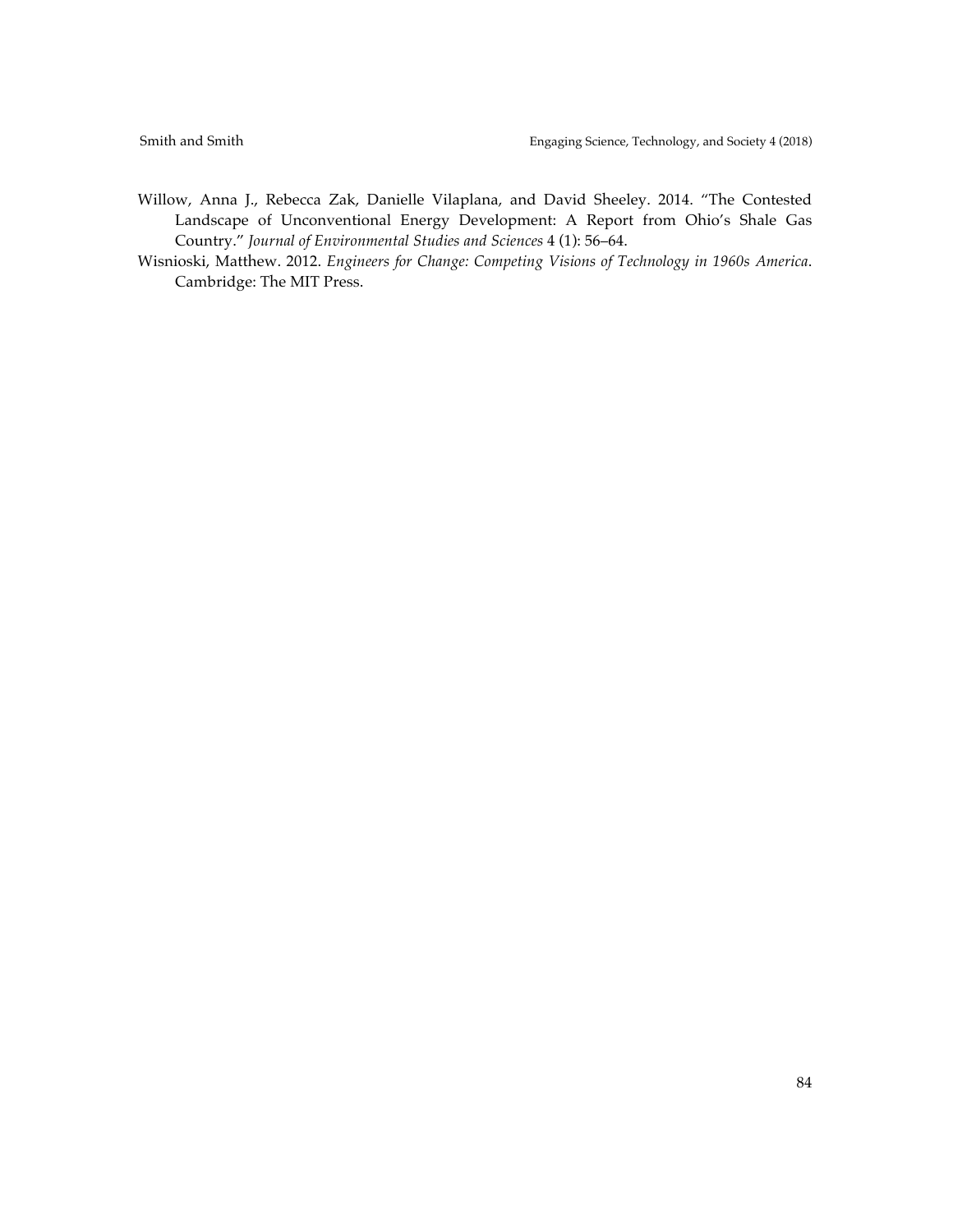Willow, Anna J., Rebecca Zak, Danielle Vilaplana, and David Sheeley. 2014. "The Contested Landscape of Unconventional Energy Development: A Report from Ohio's Shale Gas Country." *Journal of Environmental Studies and Sciences* 4 (1): 56–64.

Wisnioski, Matthew. 2012. *Engineers for Change: Competing Visions of Technology in 1960s America*. Cambridge: The MIT Press.